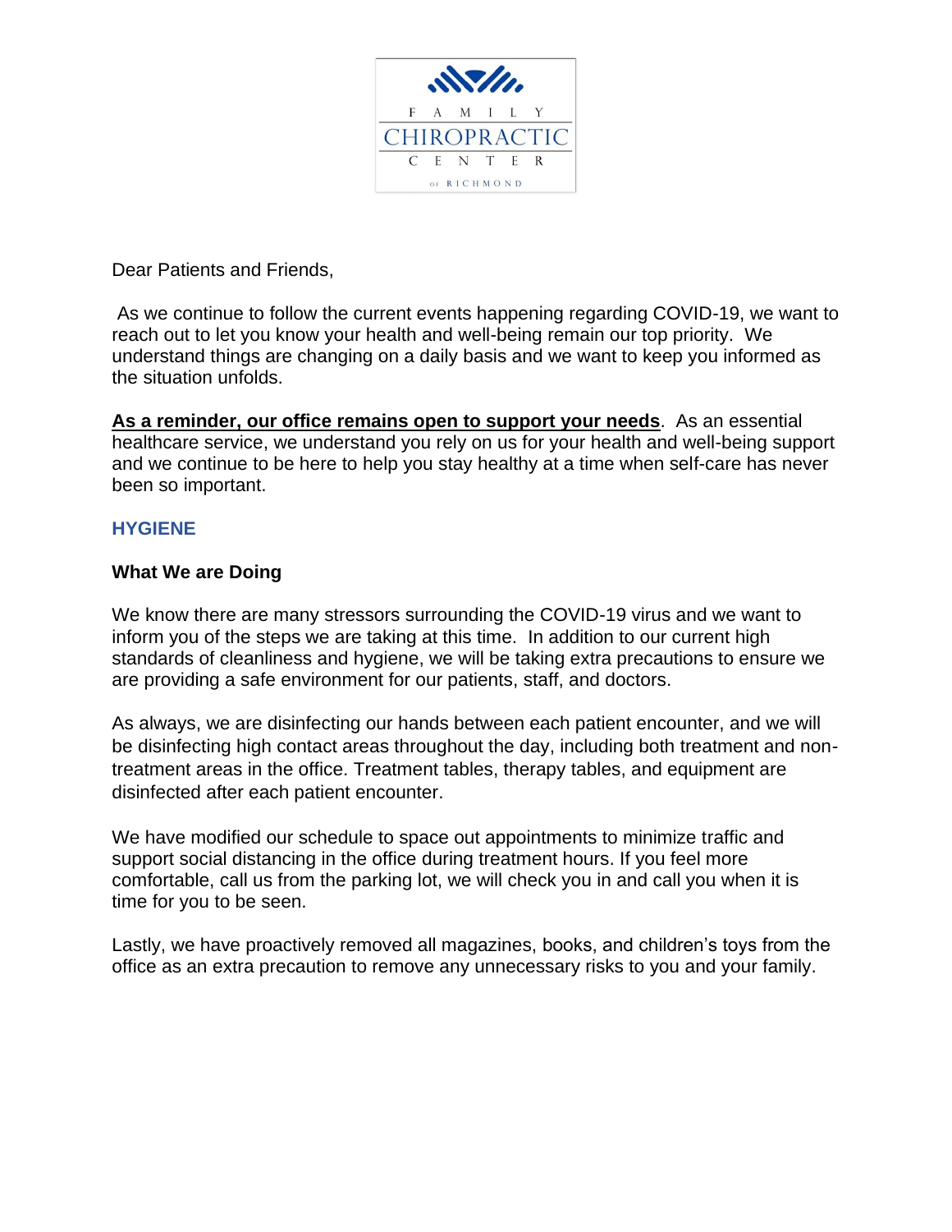FAMILY CHIROPRACTIC CENTER of RICHMOND

Dear Patients and Friends,

As we continue to follow the current events happening regarding COVID-19, we want to reach out to let you know your health and well-being remain our top priority. We understand things are changing on a daily basis and we want to keep you informed as the situation unfolds.

**<u>As a reminder, our office remains open to support your needs</u>**. As an essential healthcare service, we understand you rely on us for your health and well-being support and we continue to be here to help you stay healthy at a time when self-care has never been so important.

## HYGIENE

### What We are Doing

We know there are many stressors surrounding the COVID-19 virus and we want to inform you of the steps we are taking at this time. In addition to our current high standards of cleanliness and hygiene, we will be taking extra precautions to ensure we are providing a safe environment for our patients, staff, and doctors.

As always, we are disinfecting our hands between each patient encounter, and we will be disinfecting high contact areas throughout the day, including both treatment and non-treatment areas in the office. Treatment tables, therapy tables, and equipment are disinfected after each patient encounter.

We have modified our schedule to space out appointments to minimize traffic and support social distancing in the office during treatment hours. If you feel more comfortable, call us from the parking lot, we will check you in and call you when it is time for you to be seen.

Lastly, we have proactively removed all magazines, books, and children's toys from the office as an extra precaution to remove any unnecessary risks to you and your family.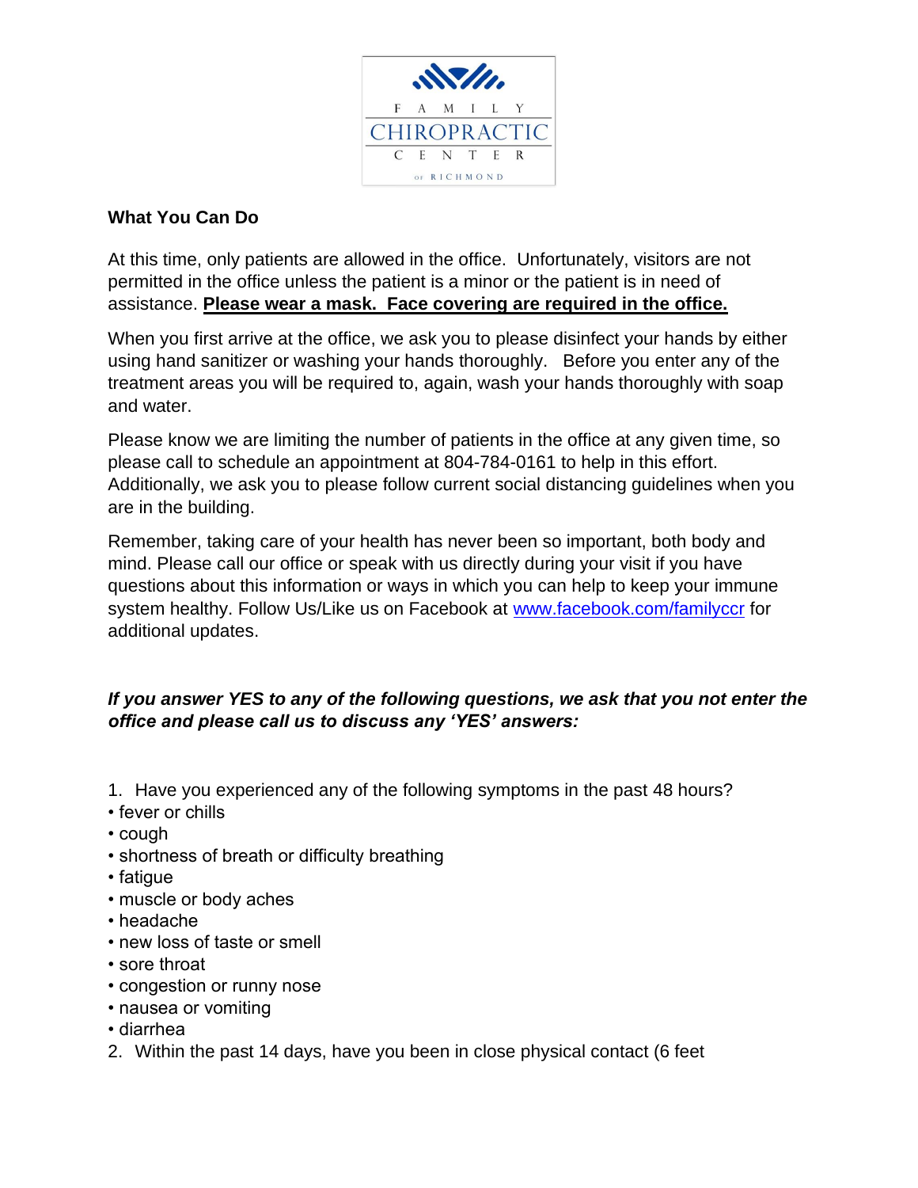FAMILY CHIROPRACTIC CENTER of RICHMOND

**What You Can Do**

At this time, only patients are allowed in the office. Unfortunately, visitors are not permitted in the office unless the patient is a minor or the patient is in need of assistance. **Please wear a mask. Face covering are required in the office.**

When you first arrive at the office, we ask you to please disinfect your hands by either using hand sanitizer or washing your hands thoroughly. Before you enter any of the treatment areas you will be required to, again, wash your hands thoroughly with soap and water.

Please know we are limiting the number of patients in the office at any given time, so please call to schedule an appointment at 804-784-0161 to help in this effort. Additionally, we ask you to please follow current social distancing guidelines when you are in the building.

Remember, taking care of your health has never been so important, both body and mind. Please call our office or speak with us directly during your visit if you have questions about this information or ways in which you can help to keep your immune system healthy. Follow Us/Like us on Facebook at [www.facebook.com/familyccr](www.facebook.com/familyccr) for additional updates.

***If you answer YES to any of the following questions, we ask that you not enter the office and please call us to discuss any 'YES' answers:***

1. Have you experienced any of the following symptoms in the past 48 hours?
   - fever or chills
   - cough
   - shortness of breath or difficulty breathing
   - fatigue
   - muscle or body aches
   - headache
   - new loss of taste or smell
   - sore throat
   - congestion or runny nose
   - nausea or vomiting
   - diarrhea
2. Within the past 14 days, have you been in close physical contact (6 feet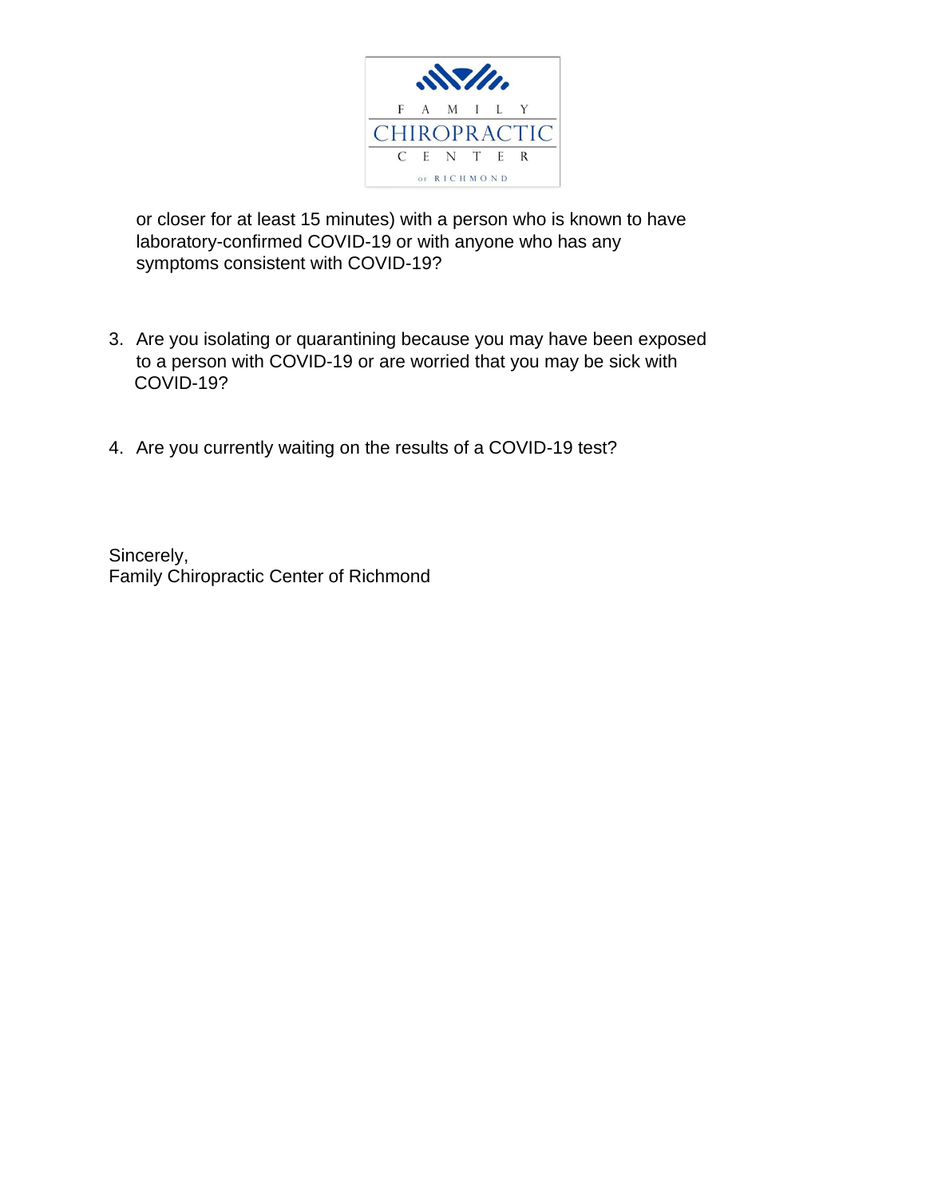or closer for at least 15 minutes) with a person who is known to have laboratory-confirmed COVID-19 or with anyone who has any symptoms consistent with COVID-19?

3. Are you isolating or quarantining because you may have been exposed to a person with COVID-19 or are worried that you may be sick with COVID-19?

4. Are you currently waiting on the results of a COVID-19 test?

Sincerely,
Family Chiropractic Center of Richmond